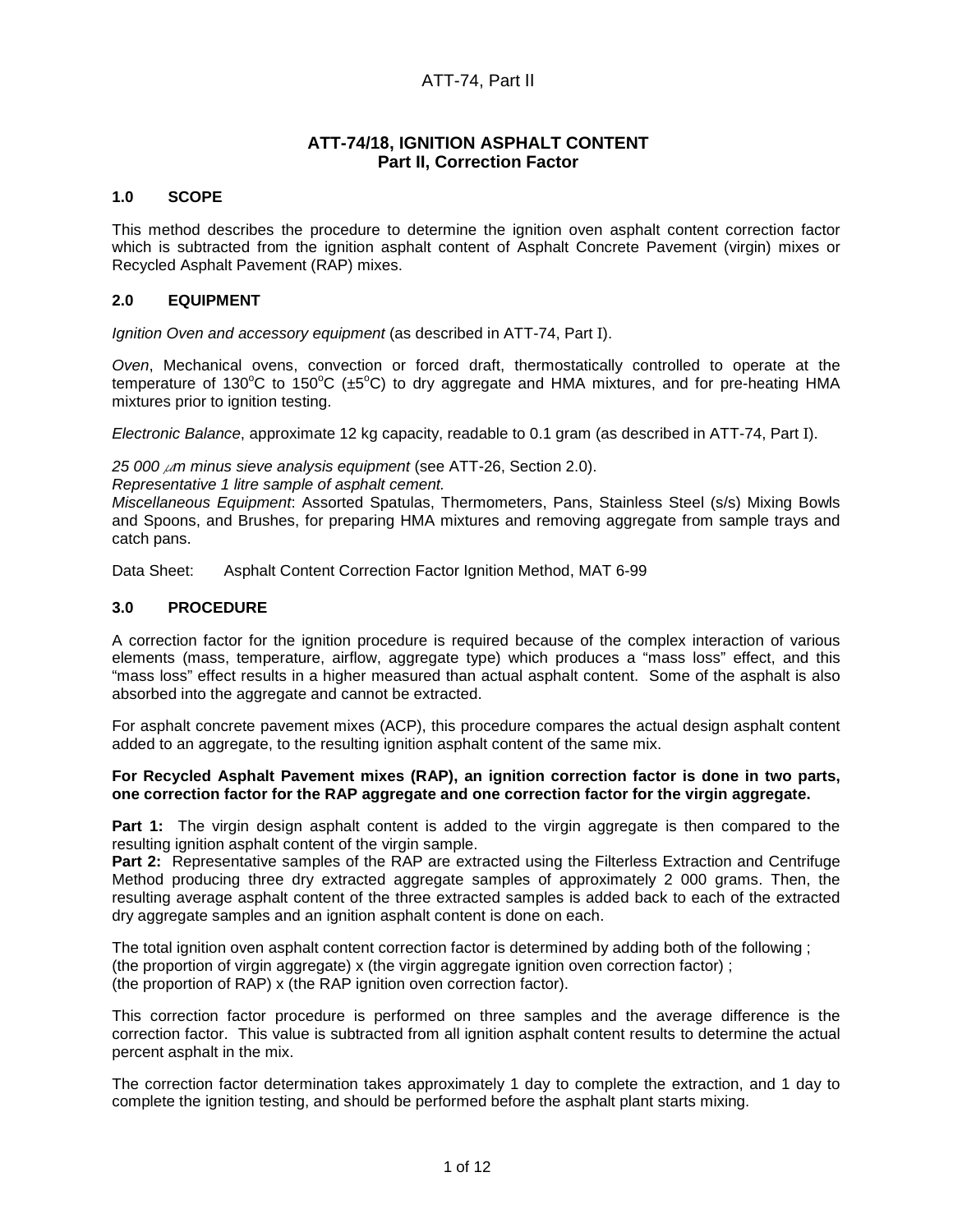# ATT-74/18, IGNITION ASPHALT CONTENT
## Part II, Correction Factor

### 1.0 SCOPE

This method describes the procedure to determine the ignition oven asphalt content correction factor which is subtracted from the ignition asphalt content of Asphalt Concrete Pavement (virgin) mixes or Recycled Asphalt Pavement (RAP) mixes.

### 2.0 EQUIPMENT

*Ignition Oven and accessory equipment* (as described in ATT-74, Part I).

*Oven*, Mechanical ovens, convection or forced draft, thermostatically controlled to operate at the temperature of 130°C to 150°C (±5°C) to dry aggregate and HMA mixtures, and for pre-heating HMA mixtures prior to ignition testing.

*Electronic Balance*, approximate 12 kg capacity, readable to 0.1 gram (as described in ATT-74, Part I).

*25 000 μm minus sieve analysis equipment* (see ATT-26, Section 2.0).

*Representative 1 litre sample of asphalt cement.*

*Miscellaneous Equipment*: Assorted Spatulas, Thermometers, Pans, Stainless Steel (s/s) Mixing Bowls and Spoons, and Brushes, for preparing HMA mixtures and removing aggregate from sample trays and catch pans.

Data Sheet: Asphalt Content Correction Factor Ignition Method, MAT 6-99

### 3.0 PROCEDURE

A correction factor for the ignition procedure is required because of the complex interaction of various elements (mass, temperature, airflow, aggregate type) which produces a "mass loss" effect, and this "mass loss" effect results in a higher measured than actual asphalt content. Some of the asphalt is also absorbed into the aggregate and cannot be extracted.

For asphalt concrete pavement mixes (ACP), this procedure compares the actual design asphalt content added to an aggregate, to the resulting ignition asphalt content of the same mix.

**For Recycled Asphalt Pavement mixes (RAP), an ignition correction factor is done in two parts, one correction factor for the RAP aggregate and one correction factor for the virgin aggregate.**

**Part 1:** The virgin design asphalt content is added to the virgin aggregate is then compared to the resulting ignition asphalt content of the virgin sample.

**Part 2:** Representative samples of the RAP are extracted using the Filterless Extraction and Centrifuge Method producing three dry extracted aggregate samples of approximately 2 000 grams. Then, the resulting average asphalt content of the three extracted samples is added back to each of the extracted dry aggregate samples and an ignition asphalt content is done on each.

The total ignition oven asphalt content correction factor is determined by adding both of the following ;
(the proportion of virgin aggregate) x (the virgin aggregate ignition oven correction factor) ;
(the proportion of RAP) x (the RAP ignition oven correction factor).

This correction factor procedure is performed on three samples and the average difference is the correction factor. This value is subtracted from all ignition asphalt content results to determine the actual percent asphalt in the mix.

The correction factor determination takes approximately 1 day to complete the extraction, and 1 day to complete the ignition testing, and should be performed before the asphalt plant starts mixing.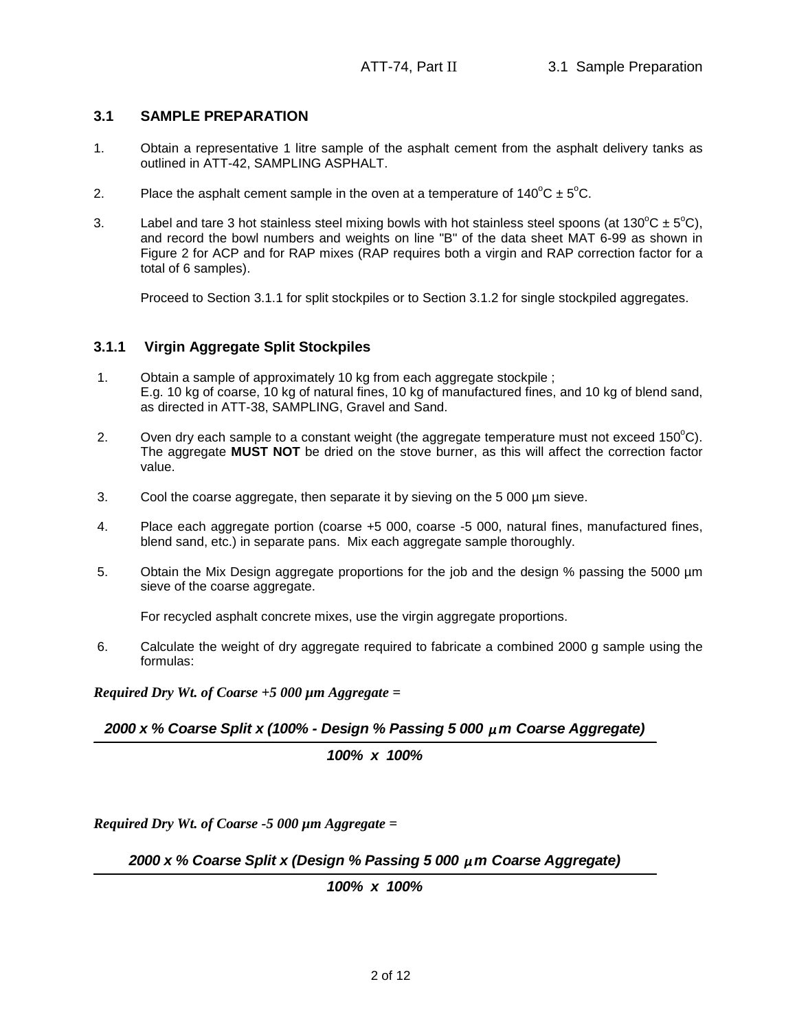## 3.1 SAMPLE PREPARATION

1. Obtain a representative 1 litre sample of the asphalt cement from the asphalt delivery tanks as outlined in ATT-42, SAMPLING ASPHALT.

2. Place the asphalt cement sample in the oven at a temperature of $140^{o}C \pm 5^{o}C$.

3. Label and tare 3 hot stainless steel mixing bowls with hot stainless steel spoons (at $130^{o}C \pm 5^{o}C$), and record the bowl numbers and weights on line "B" of the data sheet MAT 6-99 as shown in Figure 2 for ACP and for RAP mixes (RAP requires both a virgin and RAP correction factor for a total of 6 samples).

   Proceed to Section 3.1.1 for split stockpiles or to Section 3.1.2 for single stockpiled aggregates.

### 3.1.1 Virgin Aggregate Split Stockpiles

1. Obtain a sample of approximately 10 kg from each aggregate stockpile ;
   E.g. 10 kg of coarse, 10 kg of natural fines, 10 kg of manufactured fines, and 10 kg of blend sand, as directed in ATT-38, SAMPLING, Gravel and Sand.

2. Oven dry each sample to a constant weight (the aggregate temperature must not exceed $150^{o}C$). The aggregate **MUST NOT** be dried on the stove burner, as this will affect the correction factor value.

3. Cool the coarse aggregate, then separate it by sieving on the 5 000 µm sieve.

4. Place each aggregate portion (coarse +5 000, coarse -5 000, natural fines, manufactured fines, blend sand, etc.) in separate pans. Mix each aggregate sample thoroughly.

5. Obtain the Mix Design aggregate proportions for the job and the design % passing the 5000 µm sieve of the coarse aggregate.

   For recycled asphalt concrete mixes, use the virgin aggregate proportions.

6. Calculate the weight of dry aggregate required to fabricate a combined 2000 g sample using the formulas:

***Required Dry Wt. of Coarse +5 000 µm Aggregate =***

$$\frac{2000 \times \%\ \text{Coarse Split} \times (100\% - \text{Design}\ \%\ \text{Passing}\ 5\,000\ \mu m\ \text{Coarse Aggregate})}{100\% \times 100\%}$$

***Required Dry Wt. of Coarse -5 000 µm Aggregate =***

$$\frac{2000 \times \%\ \text{Coarse Split} \times (\text{Design}\ \%\ \text{Passing}\ 5\,000\ \mu m\ \text{Coarse Aggregate})}{100\% \times 100\%}$$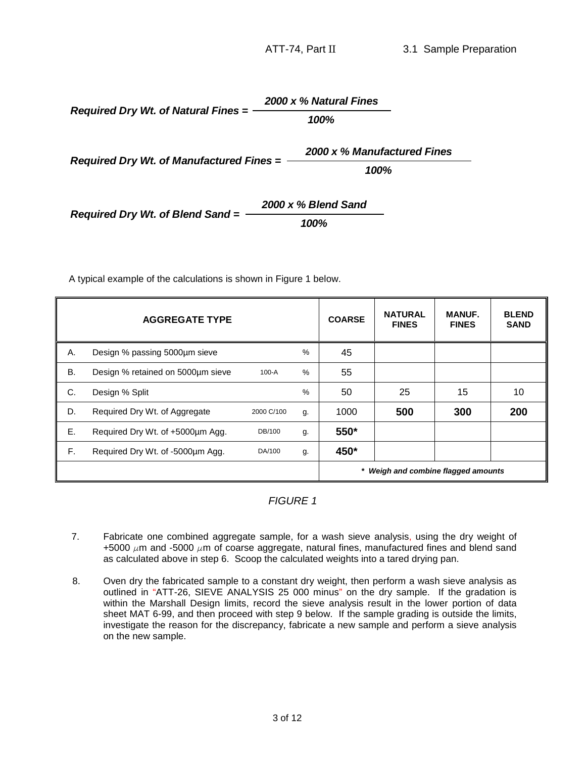$$\textit{\textbf{Required Dry Wt. of Natural Fines}} = \frac{\textit{\textbf{2000 x \% Natural Fines}}}{\textit{\textbf{100\%}}}$$

$$\textit{\textbf{Required Dry Wt. of Manufactured Fines}} = \frac{\textit{\textbf{2000 x \% Manufactured Fines}}}{\textit{\textbf{100\%}}}$$

$$\textit{\textbf{Required Dry Wt. of Blend Sand}} = \frac{\textit{\textbf{2000 x \% Blend Sand}}}{\textit{\textbf{100\%}}}$$

A typical example of the calculations is shown in Figure 1 below.

| | **AGGREGATE TYPE** | | | **COARSE** | **NATURAL FINES** | **MANUF. FINES** | **BLEND SAND** |
|---|---|---|---|---|---|---|---|
| A. | Design % passing 5000µm sieve | | % | 45 | | | |
| B. | Design % retained on 5000µm sieve | 100-A | % | 55 | | | |
| C. | Design % Split | | % | 50 | 25 | 15 | 10 |
| D. | Required Dry Wt. of Aggregate | 2000 C/100 | g. | 1000 | **500** | **300** | **200** |
| E. | Required Dry Wt. of +5000µm Agg. | DB/100 | g. | **550*** | | | |
| F. | Required Dry Wt. of -5000µm Agg. | DA/100 | g. | **450*** | | | |
| | | | | ***  Weigh and combine flagged amounts*** | | | |

*FIGURE 1*

7. Fabricate one combined aggregate sample, for a wash sieve analysis, using the dry weight of +5000 µm and -5000 µm of coarse aggregate, natural fines, manufactured fines and blend sand as calculated above in step 6. Scoop the calculated weights into a tared drying pan.

8. Oven dry the fabricated sample to a constant dry weight, then perform a wash sieve analysis as outlined in "ATT-26, SIEVE ANALYSIS 25 000 minus" on the dry sample. If the gradation is within the Marshall Design limits, record the sieve analysis result in the lower portion of data sheet MAT 6-99, and then proceed with step 9 below. If the sample grading is outside the limits, investigate the reason for the discrepancy, fabricate a new sample and perform a sieve analysis on the new sample.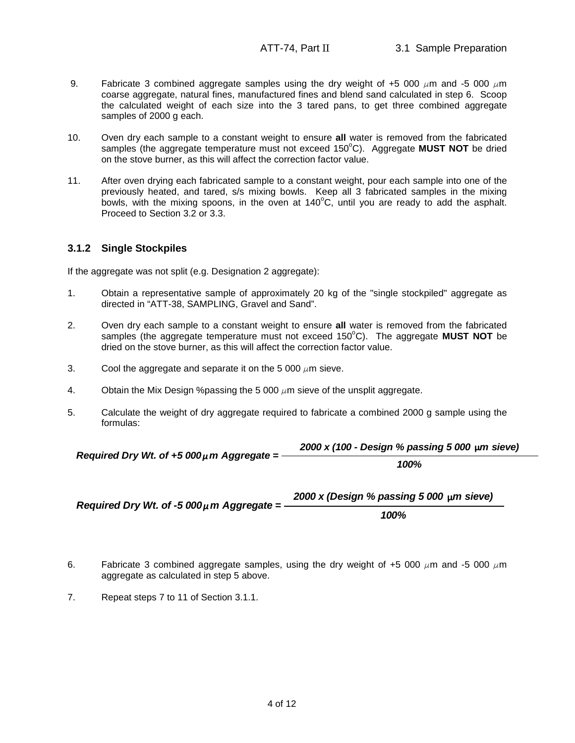9. Fabricate 3 combined aggregate samples using the dry weight of +5 000 $\mu$m and -5 000 $\mu$m coarse aggregate, natural fines, manufactured fines and blend sand calculated in step 6. Scoop the calculated weight of each size into the 3 tared pans, to get three combined aggregate samples of 2000 g each.

10. Oven dry each sample to a constant weight to ensure **all** water is removed from the fabricated samples (the aggregate temperature must not exceed 150°C). Aggregate **MUST NOT** be dried on the stove burner, as this will affect the correction factor value.

11. After oven drying each fabricated sample to a constant weight, pour each sample into one of the previously heated, and tared, s/s mixing bowls. Keep all 3 fabricated samples in the mixing bowls, with the mixing spoons, in the oven at 140°C, until you are ready to add the asphalt. Proceed to Section 3.2 or 3.3.

### 3.1.2 Single Stockpiles

If the aggregate was not split (e.g. Designation 2 aggregate):

1. Obtain a representative sample of approximately 20 kg of the "single stockpiled" aggregate as directed in "ATT-38, SAMPLING, Gravel and Sand".

2. Oven dry each sample to a constant weight to ensure **all** water is removed from the fabricated samples (the aggregate temperature must not exceed 150°C). The aggregate **MUST NOT** be dried on the stove burner, as this will affect the correction factor value.

3. Cool the aggregate and separate it on the 5 000 $\mu$m sieve.

4. Obtain the Mix Design %passing the 5 000 $\mu$m sieve of the unsplit aggregate.

5. Calculate the weight of dry aggregate required to fabricate a combined 2000 g sample using the formulas:

$$\textit{Required Dry Wt. of +5 000}\,\mu\textit{m Aggregate} = \frac{2000 \times (100 - \text{Design \% passing 5 000 }\mu\text{m sieve})}{100\%}$$

$$\textit{Required Dry Wt. of -5 000}\,\mu\textit{m Aggregate} = \frac{2000 \times (\text{Design \% passing 5 000 }\mu\text{m sieve})}{100\%}$$

6. Fabricate 3 combined aggregate samples, using the dry weight of +5 000 $\mu$m and -5 000 $\mu$m aggregate as calculated in step 5 above.

7. Repeat steps 7 to 11 of Section 3.1.1.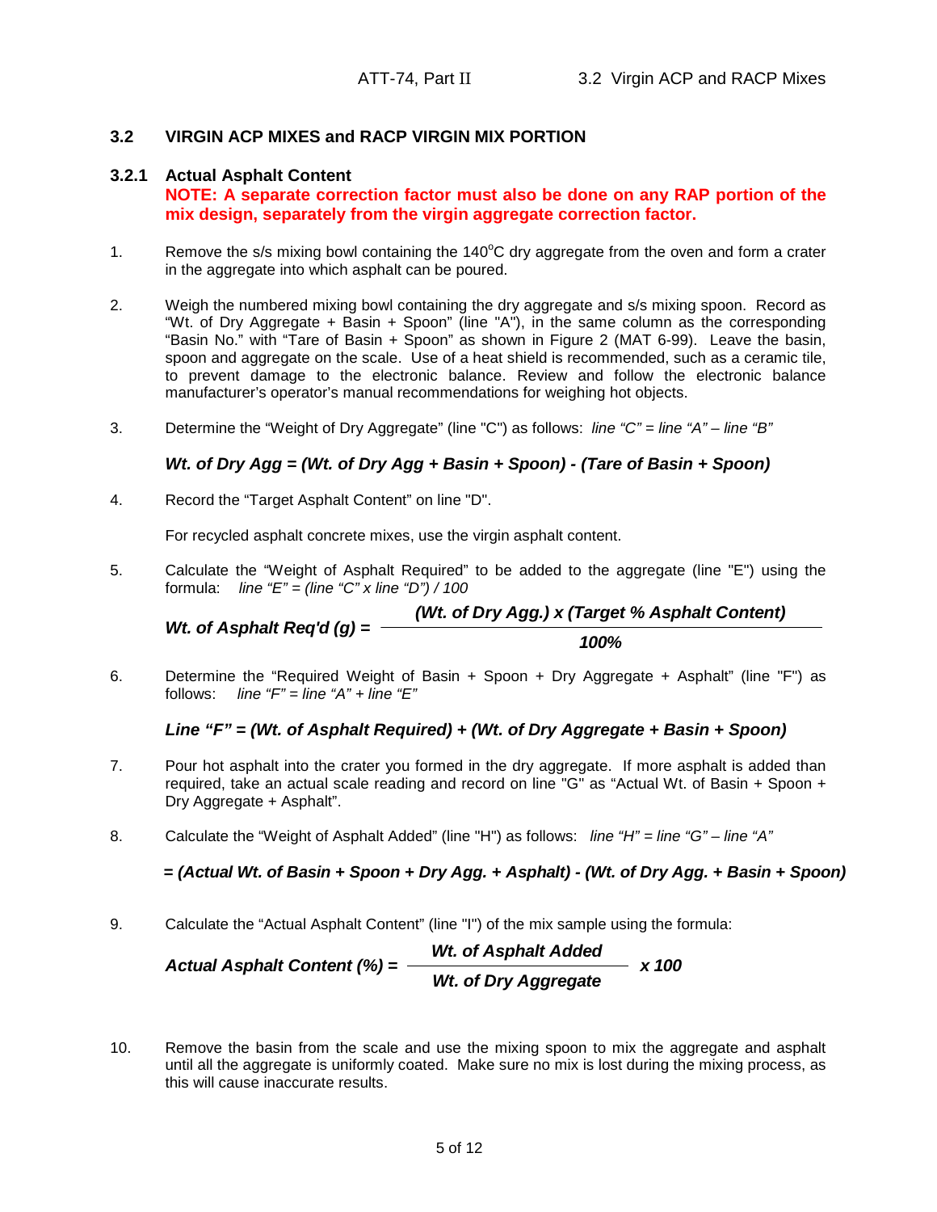## 3.2 VIRGIN ACP MIXES and RACP VIRGIN MIX PORTION

### 3.2.1 Actual Asphalt Content

**NOTE: A separate correction factor must also be done on any RAP portion of the mix design, separately from the virgin aggregate correction factor.**

1. Remove the s/s mixing bowl containing the 140°C dry aggregate from the oven and form a crater in the aggregate into which asphalt can be poured.

2. Weigh the numbered mixing bowl containing the dry aggregate and s/s mixing spoon. Record as "Wt. of Dry Aggregate + Basin + Spoon" (line "A"), in the same column as the corresponding "Basin No." with "Tare of Basin + Spoon" as shown in Figure 2 (MAT 6-99). Leave the basin, spoon and aggregate on the scale. Use of a heat shield is recommended, such as a ceramic tile, to prevent damage to the electronic balance. Review and follow the electronic balance manufacturer's operator's manual recommendations for weighing hot objects.

3. Determine the "Weight of Dry Aggregate" (line "C") as follows: *line "C" = line "A" – line "B"*

   ***Wt. of Dry Agg = (Wt. of Dry Agg + Basin + Spoon) - (Tare of Basin + Spoon)***

4. Record the "Target Asphalt Content" on line "D".

   For recycled asphalt concrete mixes, use the virgin asphalt content.

5. Calculate the "Weight of Asphalt Required" to be added to the aggregate (line "E") using the formula: *line "E" = (line "C" x line "D") / 100*

   $$\textit{Wt. of Asphalt Req'd (g)} = \frac{\textit{(Wt. of Dry Agg.) x (Target \% Asphalt Content)}}{100\%}$$

6. Determine the "Required Weight of Basin + Spoon + Dry Aggregate + Asphalt" (line "F") as follows: *line "F" = line "A" + line "E"*

   ***Line "F" = (Wt. of Asphalt Required) + (Wt. of Dry Aggregate + Basin + Spoon)***

7. Pour hot asphalt into the crater you formed in the dry aggregate. If more asphalt is added than required, take an actual scale reading and record on line "G" as "Actual Wt. of Basin + Spoon + Dry Aggregate + Asphalt".

8. Calculate the "Weight of Asphalt Added" (line "H") as follows: *line "H" = line "G" – line "A"*

   ***= (Actual Wt. of Basin + Spoon + Dry Agg. + Asphalt) - (Wt. of Dry Agg. + Basin + Spoon)***

9. Calculate the "Actual Asphalt Content" (line "I") of the mix sample using the formula:

   $$\textit{Actual Asphalt Content (\%)} = \frac{\textit{Wt. of Asphalt Added}}{\textit{Wt. of Dry Aggregate}} \times 100$$

10. Remove the basin from the scale and use the mixing spoon to mix the aggregate and asphalt until all the aggregate is uniformly coated. Make sure no mix is lost during the mixing process, as this will cause inaccurate results.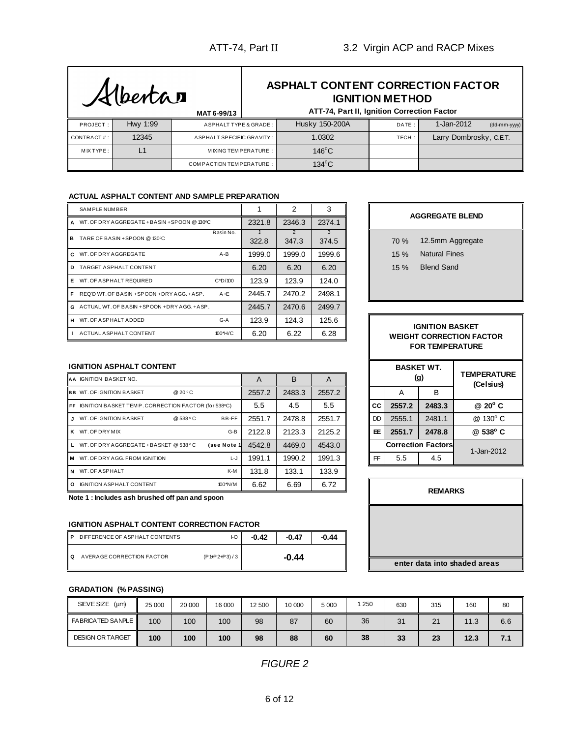Alberta

MAT 6-99/13

# ASPHALT CONTENT CORRECTION FACTOR IGNITION METHOD

**ATT-74, Part II, Ignition Correction Factor**

| PROJECT : | Hwy 1:99 | ASPHALT TYPE & GRADE : | Husky 150-200A | DATE : | 1-Jan-2012 (dd-mm-yyyy) |
|---|---|---|---|---|---|
| CONTRACT # : | 12345 | ASPHALT SPECIFIC GRAVITY : | 1.0302 | TECH : | Larry Dombrosky, C.E.T. |
| MIX TYPE : | L1 | MIXING TEMPERATURE : | 146°C | | |
| | | COMPACTION TEMPERATURE : | 134°C | | |

**ACTUAL ASPHALT CONTENT AND SAMPLE PREPARATION**

| | SAMPLE NUMBER | | 1 | 2 | 3 |
|---|---|---|---|---|---|
| A | WT. OF DRY AGGREGATE + BASIN + SPOON @ 130°C | | 2321.8 | 2346.3 | 2374.1 |
| B | TARE OF BASIN + SPOON @ 130°C | Basin No. | 1<br>322.8 | 2<br>347.3 | 3<br>374.5 |
| C | WT. OF DRY AGGREGATE | A-B | 1999.0 | 1999.0 | 1999.6 |
| D | TARGET ASPHALT CONTENT | | 6.20 | 6.20 | 6.20 |
| E | WT. OF ASPHALT REQUIRED | C*D/100 | 123.9 | 123.9 | 124.0 |
| F | REQ'D WT. OF BASIN + SPOON + DRY AGG. + ASP. | A+E | 2445.7 | 2470.2 | 2498.1 |
| G | ACTUAL WT. OF BASIN + SPOON + DRY AGG. + ASP. | | 2445.7 | 2470.6 | 2499.7 |
| H | WT. OF ASPHALT ADDED | G-A | 123.9 | 124.3 | 125.6 |
| I | ACTUAL ASPHALT CONTENT | 100*H/C | 6.20 | 6.22 | 6.28 |

**AGGREGATE BLEND**

| | |
|---|---|
| 70 % | 12.5mm Aggregate |
| 15 % | Natural Fines |
| 15 % | Blend Sand |

**IGNITION ASPHALT CONTENT**

| | | | | |
|---|---|---|---|---|
| AA | IGNITION BASKET NO. | A | B | A |
| BB | WT. OF IGNITION BASKET @ 20°C | 2557.2 | 2483.3 | 2557.2 |
| FF | IGNITION BASKET TEMP. CORRECTION FACTOR (for 538°C) | 5.5 | 4.5 | 5.5 |
| J | WT. OF IGNITION BASKET @ 538°C BB-FF | 2551.7 | 2478.8 | 2551.7 |
| K | WT. OF DRY MIX G-B | 2122.9 | 2123.3 | 2125.2 |
| L | WT. OF DRY AGGREGATE + BASKET @ 538°C (see Note 1) | 4542.8 | 4469.0 | 4543.0 |
| M | WT. OF DRY AGG. FROM IGNITION L-J | 1991.1 | 1990.2 | 1991.3 |
| N | WT. OF ASPHALT K-M | 131.8 | 133.1 | 133.9 |
| O | IGNITION ASPHALT CONTENT 100*N/M | 6.62 | 6.69 | 6.72 |

**Note 1 : Includes ash brushed off pan and spoon**

**IGNITION BASKET WEIGHT CORRECTION FACTOR FOR TEMPERATURE**

| | BASKET WT. (g) | | TEMPERATURE (Celsius) |
|---|---|---|---|
| | A | B | |
| CC | 2557.2 | 2483.3 | @ 20° C |
| DD | 2555.1 | 2481.1 | @ 130° C |
| EE | 2551.7 | 2478.8 | @ 538° C |
| | Correction Factors | | 1-Jan-2012 |
| FF | 5.5 | 4.5 | |

**IGNITION ASPHALT CONTENT CORRECTION FACTOR**

| | | | | | |
|---|---|---|---|---|---|
| P | DIFFERENCE OF ASPHALT CONTENTS | I-O | -0.42 | -0.47 | -0.44 |
| Q | AVERAGE CORRECTION FACTOR | (P1+P2+P3) / 3 | | -0.44 | |

**REMARKS**

enter data into shaded areas

**GRADATION (% PASSING)**

| SIEVE SIZE (µm) | 25 000 | 20 000 | 16 000 | 12 500 | 10 000 | 5 000 | 1 250 | 630 | 315 | 160 | 80 |
|---|---|---|---|---|---|---|---|---|---|---|---|
| FABRICATED SANPLE | 100 | 100 | 100 | 98 | 87 | 60 | 36 | 31 | 21 | 11.3 | 6.6 |
| DESIGN OR TARGET | **100** | **100** | **100** | **98** | **88** | **60** | **38** | **33** | **23** | **12.3** | **7.1** |

*FIGURE 2*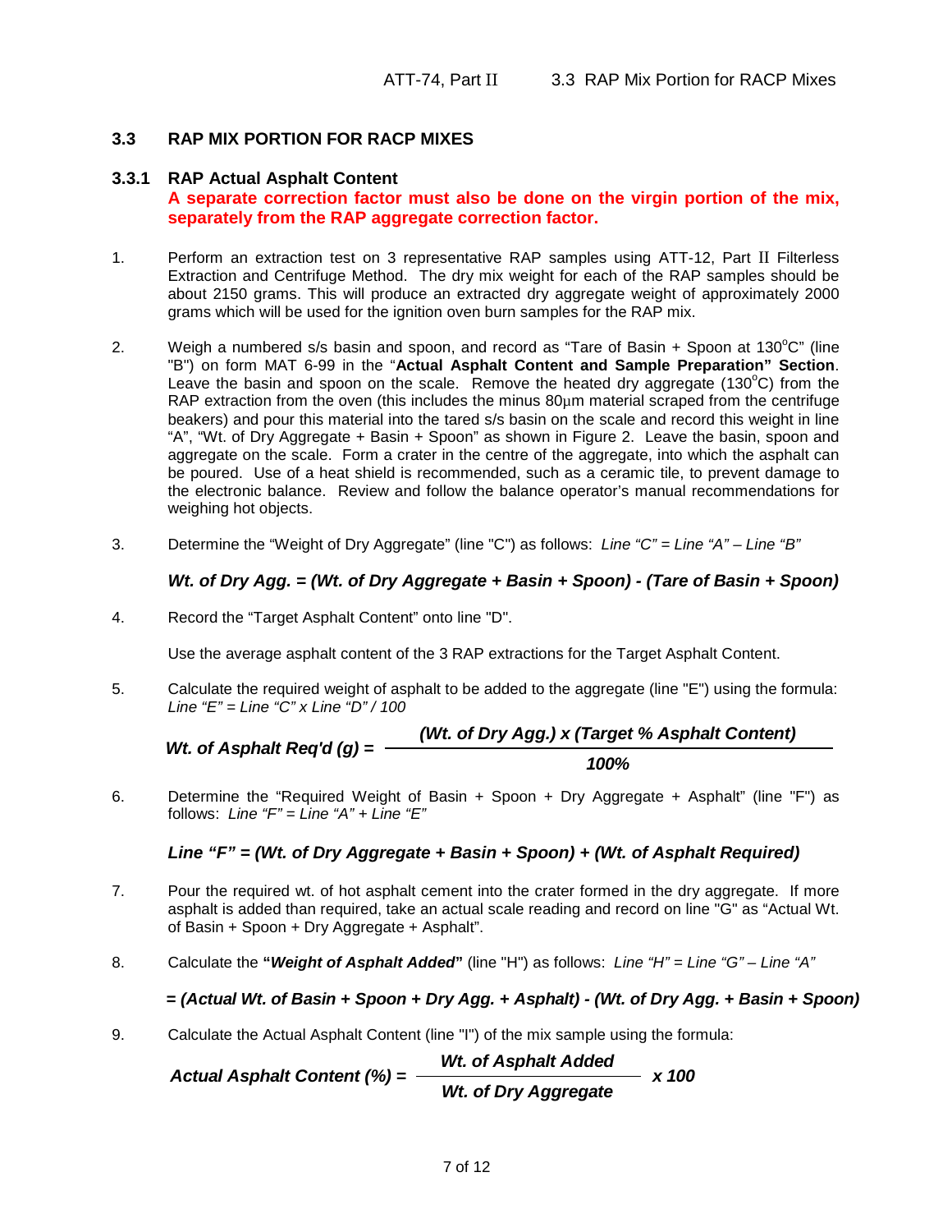## 3.3 RAP MIX PORTION FOR RACP MIXES

### 3.3.1 RAP Actual Asphalt Content

**A separate correction factor must also be done on the virgin portion of the mix, separately from the RAP aggregate correction factor.**

1. Perform an extraction test on 3 representative RAP samples using ATT-12, Part II Filterless Extraction and Centrifuge Method. The dry mix weight for each of the RAP samples should be about 2150 grams. This will produce an extracted dry aggregate weight of approximately 2000 grams which will be used for the ignition oven burn samples for the RAP mix.

2. Weigh a numbered s/s basin and spoon, and record as "Tare of Basin + Spoon at 130°C" (line "B") on form MAT 6-99 in the "**Actual Asphalt Content and Sample Preparation" Section**. Leave the basin and spoon on the scale. Remove the heated dry aggregate (130°C) from the RAP extraction from the oven (this includes the minus 80μm material scraped from the centrifuge beakers) and pour this material into the tared s/s basin on the scale and record this weight in line "A", "Wt. of Dry Aggregate + Basin + Spoon" as shown in Figure 2. Leave the basin, spoon and aggregate on the scale. Form a crater in the centre of the aggregate, into which the asphalt can be poured. Use of a heat shield is recommended, such as a ceramic tile, to prevent damage to the electronic balance. Review and follow the balance operator's manual recommendations for weighing hot objects.

3. Determine the "Weight of Dry Aggregate" (line "C") as follows: *Line "C" = Line "A" – Line "B"*

   ***Wt. of Dry Agg. = (Wt. of Dry Aggregate + Basin + Spoon) - (Tare of Basin + Spoon)***

4. Record the "Target Asphalt Content" onto line "D".

   Use the average asphalt content of the 3 RAP extractions for the Target Asphalt Content.

5. Calculate the required weight of asphalt to be added to the aggregate (line "E") using the formula: *Line "E" = Line "C" x Line "D" / 100*

   $$\textit{Wt. of Asphalt Req'd (g)} = \frac{\textit{(Wt. of Dry Agg.) x (Target \% Asphalt Content)}}{100\%}$$

6. Determine the "Required Weight of Basin + Spoon + Dry Aggregate + Asphalt" (line "F") as follows: *Line "F" = Line "A" + Line "E"*

   ***Line "F" = (Wt. of Dry Aggregate + Basin + Spoon) + (Wt. of Asphalt Required)***

7. Pour the required wt. of hot asphalt cement into the crater formed in the dry aggregate. If more asphalt is added than required, take an actual scale reading and record on line "G" as "Actual Wt. of Basin + Spoon + Dry Aggregate + Asphalt".

8. Calculate the **"*Weight of Asphalt Added*"** (line "H") as follows: *Line "H" = Line "G" – Line "A"*

   ***= (Actual Wt. of Basin + Spoon + Dry Agg. + Asphalt) - (Wt. of Dry Agg. + Basin + Spoon)***

9. Calculate the Actual Asphalt Content (line "I") of the mix sample using the formula:

   $$\textit{Actual Asphalt Content (\%)} = \frac{\textit{Wt. of Asphalt Added}}{\textit{Wt. of Dry Aggregate}} \times 100$$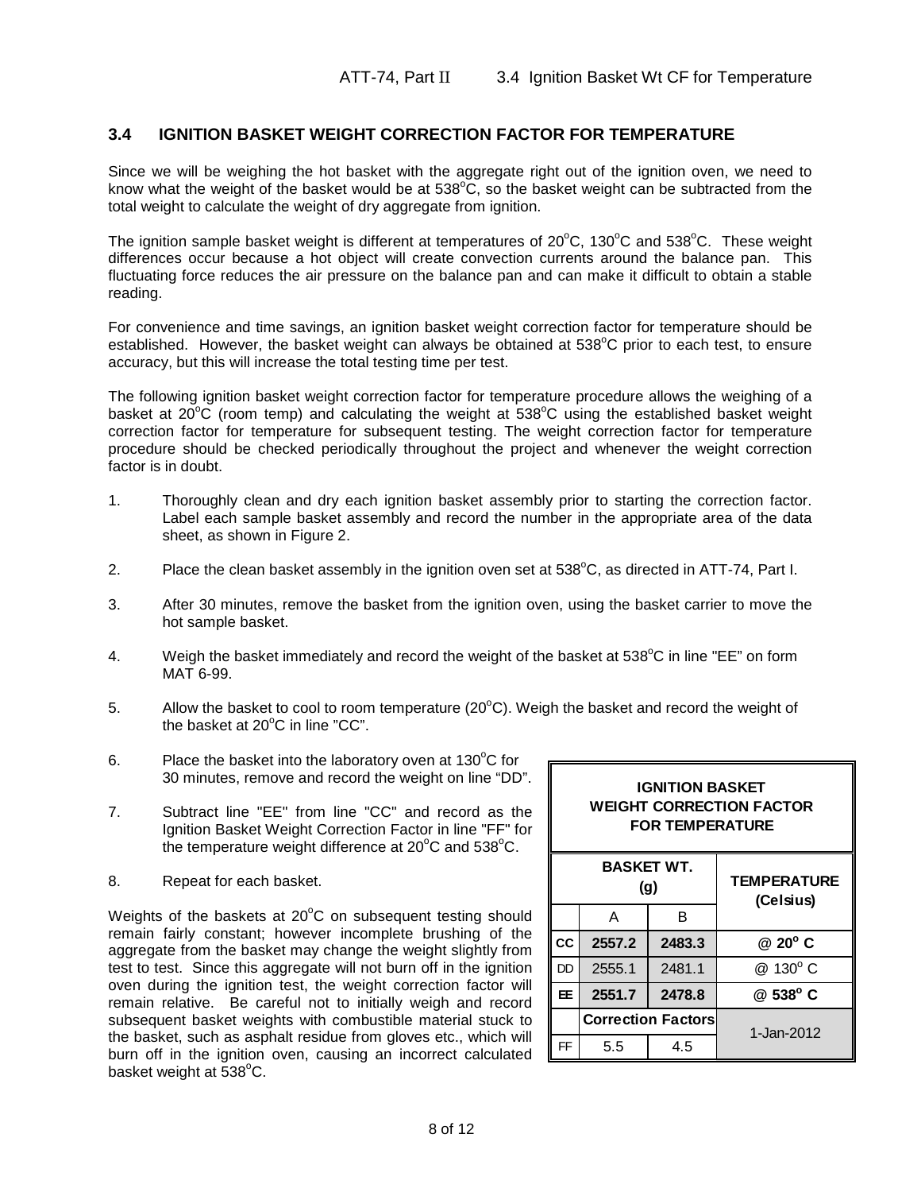## 3.4 IGNITION BASKET WEIGHT CORRECTION FACTOR FOR TEMPERATURE

Since we will be weighing the hot basket with the aggregate right out of the ignition oven, we need to know what the weight of the basket would be at 538°C, so the basket weight can be subtracted from the total weight to calculate the weight of dry aggregate from ignition.

The ignition sample basket weight is different at temperatures of 20°C, 130°C and 538°C. These weight differences occur because a hot object will create convection currents around the balance pan. This fluctuating force reduces the air pressure on the balance pan and can make it difficult to obtain a stable reading.

For convenience and time savings, an ignition basket weight correction factor for temperature should be established. However, the basket weight can always be obtained at 538°C prior to each test, to ensure accuracy, but this will increase the total testing time per test.

The following ignition basket weight correction factor for temperature procedure allows the weighing of a basket at 20°C (room temp) and calculating the weight at 538°C using the established basket weight correction factor for temperature for subsequent testing. The weight correction factor for temperature procedure should be checked periodically throughout the project and whenever the weight correction factor is in doubt.

1. Thoroughly clean and dry each ignition basket assembly prior to starting the correction factor. Label each sample basket assembly and record the number in the appropriate area of the data sheet, as shown in Figure 2.
2. Place the clean basket assembly in the ignition oven set at 538°C, as directed in ATT-74, Part I.
3. After 30 minutes, remove the basket from the ignition oven, using the basket carrier to move the hot sample basket.
4. Weigh the basket immediately and record the weight of the basket at 538°C in line "EE" on form MAT 6-99.
5. Allow the basket to cool to room temperature (20°C). Weigh the basket and record the weight of the basket at 20°C in line "CC".
6. Place the basket into the laboratory oven at 130°C for 30 minutes, remove and record the weight on line "DD".
7. Subtract line "EE" from line "CC" and record as the Ignition Basket Weight Correction Factor in line "FF" for the temperature weight difference at 20°C and 538°C.
8. Repeat for each basket.

Weights of the baskets at 20°C on subsequent testing should remain fairly constant; however incomplete brushing of the aggregate from the basket may change the weight slightly from test to test. Since this aggregate will not burn off in the ignition oven during the ignition test, the weight correction factor will remain relative. Be careful not to initially weigh and record subsequent basket weights with combustible material stuck to the basket, such as asphalt residue from gloves etc., which will burn off in the ignition oven, causing an incorrect calculated basket weight at 538°C.

**IGNITION BASKET WEIGHT CORRECTION FACTOR FOR TEMPERATURE**

| | BASKET WT. (g) | | TEMPERATURE (Celsius) |
|---|---|---|---|
| | A | B | |
| CC | **2557.2** | **2483.3** | **@ 20° C** |
| DD | 2555.1 | 2481.1 | @ 130° C |
| EE | **2551.7** | **2478.8** | **@ 538° C** |
| | **Correction Factors** | | 1-Jan-2012 |
| FF | 5.5 | 4.5 | |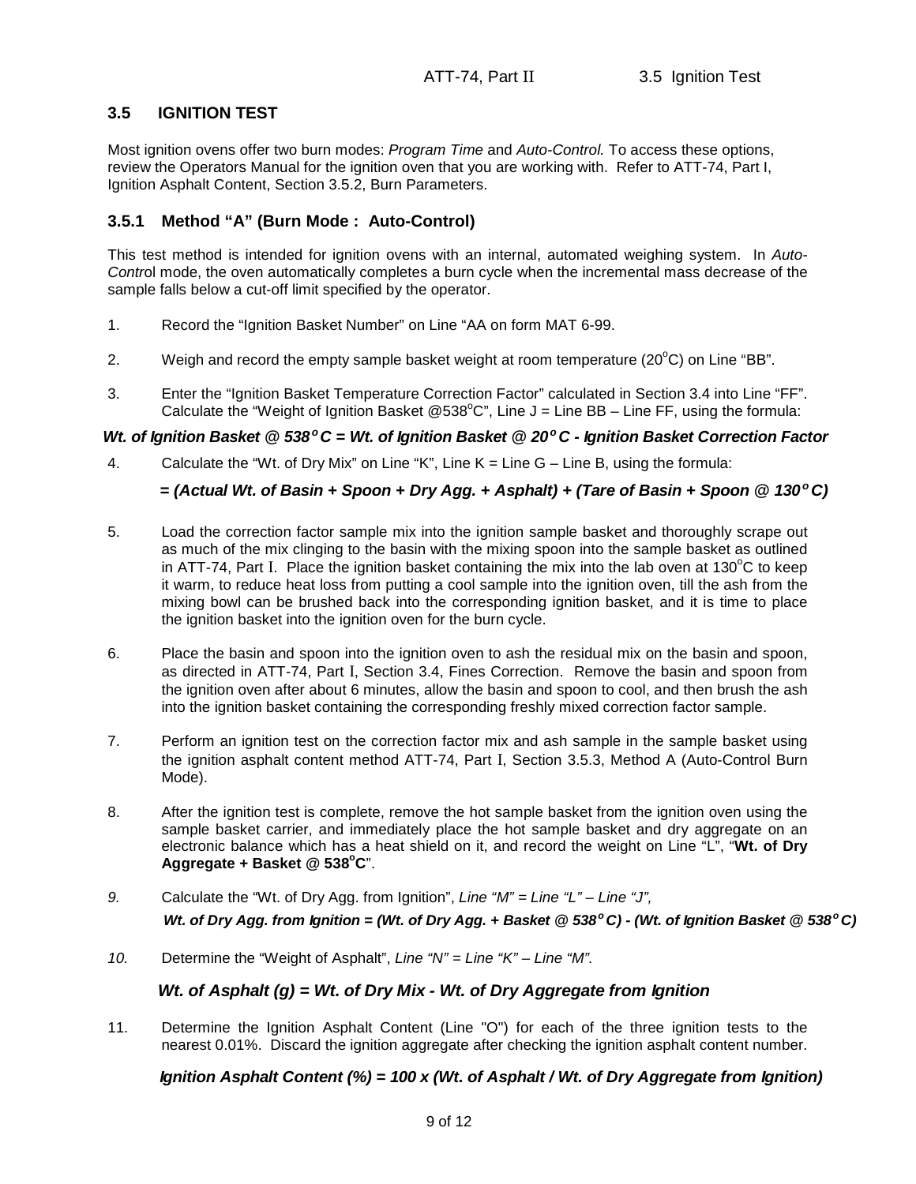## 3.5 IGNITION TEST

Most ignition ovens offer two burn modes: *Program Time* and *Auto-Control.* To access these options, review the Operators Manual for the ignition oven that you are working with. Refer to ATT-74, Part I, Ignition Asphalt Content, Section 3.5.2, Burn Parameters.

### 3.5.1 Method "A" (Burn Mode : Auto-Control)

This test method is intended for ignition ovens with an internal, automated weighing system. In *Auto-Contro*l mode, the oven automatically completes a burn cycle when the incremental mass decrease of the sample falls below a cut-off limit specified by the operator.

1. Record the "Ignition Basket Number" on Line "AA on form MAT 6-99.

2. Weigh and record the empty sample basket weight at room temperature (20°C) on Line "BB".

3. Enter the "Ignition Basket Temperature Correction Factor" calculated in Section 3.4 into Line "FF". Calculate the "Weight of Ignition Basket @538°C", Line J = Line BB – Line FF, using the formula:

***Wt. of Ignition Basket @ 538° C = Wt. of Ignition Basket @ 20° C - Ignition Basket Correction Factor***

4. Calculate the "Wt. of Dry Mix" on Line "K", Line K = Line G – Line B, using the formula:

   ***= (Actual Wt. of Basin + Spoon + Dry Agg. + Asphalt) + (Tare of Basin + Spoon @ 130° C)***

5. Load the correction factor sample mix into the ignition sample basket and thoroughly scrape out as much of the mix clinging to the basin with the mixing spoon into the sample basket as outlined in ATT-74, Part I. Place the ignition basket containing the mix into the lab oven at 130°C to keep it warm, to reduce heat loss from putting a cool sample into the ignition oven, till the ash from the mixing bowl can be brushed back into the corresponding ignition basket, and it is time to place the ignition basket into the ignition oven for the burn cycle.

6. Place the basin and spoon into the ignition oven to ash the residual mix on the basin and spoon, as directed in ATT-74, Part I, Section 3.4, Fines Correction. Remove the basin and spoon from the ignition oven after about 6 minutes, allow the basin and spoon to cool, and then brush the ash into the ignition basket containing the corresponding freshly mixed correction factor sample.

7. Perform an ignition test on the correction factor mix and ash sample in the sample basket using the ignition asphalt content method ATT-74, Part I, Section 3.5.3, Method A (Auto-Control Burn Mode).

8. After the ignition test is complete, remove the hot sample basket from the ignition oven using the sample basket carrier, and immediately place the hot sample basket and dry aggregate on an electronic balance which has a heat shield on it, and record the weight on Line "L", "**Wt. of Dry Aggregate + Basket @ 538°C**".

9. Calculate the "Wt. of Dry Agg. from Ignition", *Line "M" = Line "L" – Line "J",*

   ***Wt. of Dry Agg. from Ignition = (Wt. of Dry Agg. + Basket @ 538° C) - (Wt. of Ignition Basket @ 538° C)***

10. Determine the "Weight of Asphalt", *Line "N" = Line "K" – Line "M".*

    ***Wt. of Asphalt (g) = Wt. of Dry Mix - Wt. of Dry Aggregate from Ignition***

11. Determine the Ignition Asphalt Content (Line "O") for each of the three ignition tests to the nearest 0.01%. Discard the ignition aggregate after checking the ignition asphalt content number.

    ***Ignition Asphalt Content (%) = 100 x (Wt. of Asphalt / Wt. of Dry Aggregate from Ignition)***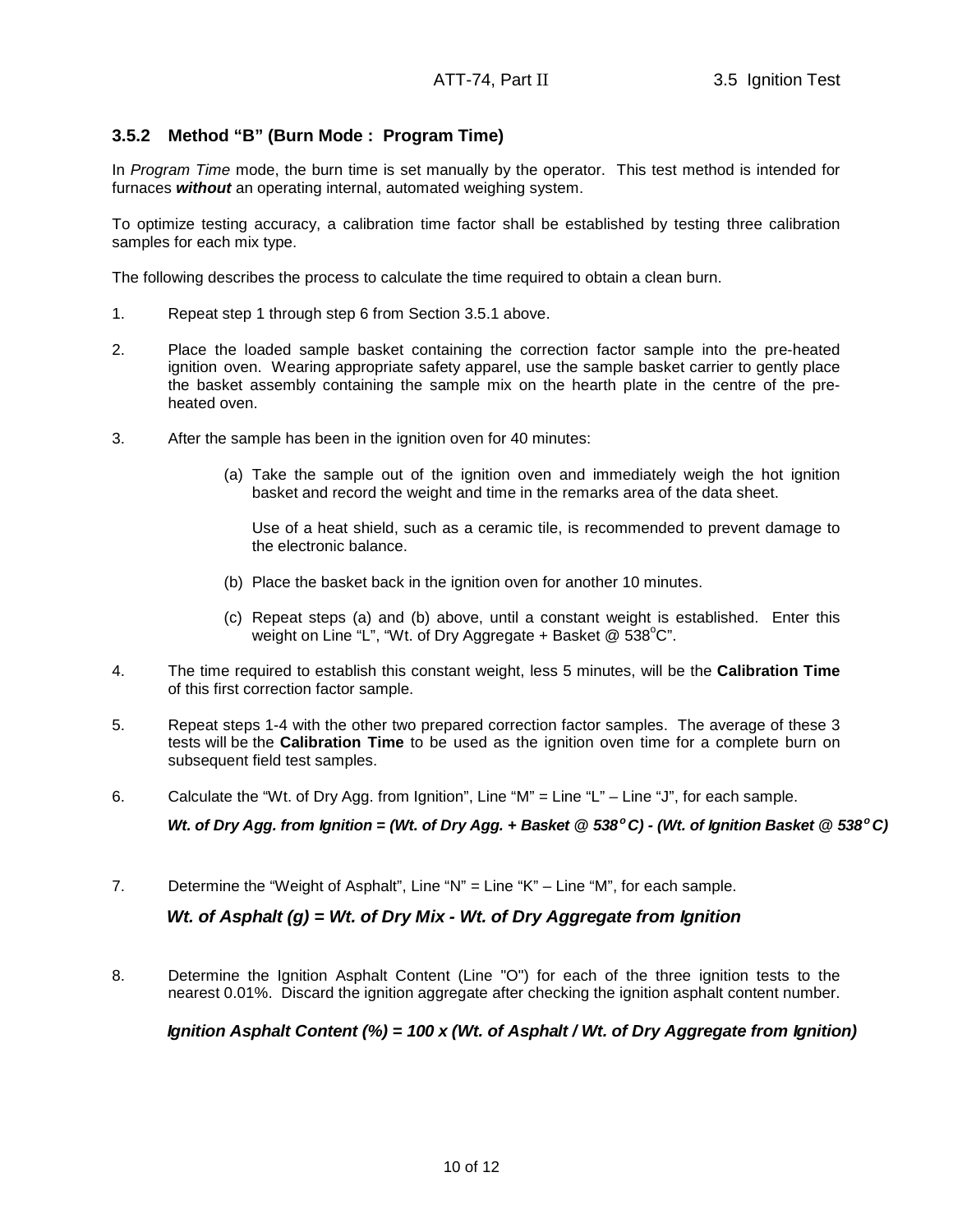### 3.5.2 Method “B” (Burn Mode : Program Time)

In *Program Time* mode, the burn time is set manually by the operator. This test method is intended for furnaces ***without*** an operating internal, automated weighing system.

To optimize testing accuracy, a calibration time factor shall be established by testing three calibration samples for each mix type.

The following describes the process to calculate the time required to obtain a clean burn.

1. Repeat step 1 through step 6 from Section 3.5.1 above.

2. Place the loaded sample basket containing the correction factor sample into the pre-heated ignition oven. Wearing appropriate safety apparel, use the sample basket carrier to gently place the basket assembly containing the sample mix on the hearth plate in the centre of the pre-heated oven.

3. After the sample has been in the ignition oven for 40 minutes:

   (a) Take the sample out of the ignition oven and immediately weigh the hot ignition basket and record the weight and time in the remarks area of the data sheet.

   Use of a heat shield, such as a ceramic tile, is recommended to prevent damage to the electronic balance.

   (b) Place the basket back in the ignition oven for another 10 minutes.

   (c) Repeat steps (a) and (b) above, until a constant weight is established. Enter this weight on Line “L”, “Wt. of Dry Aggregate + Basket @ 538°C”.

4. The time required to establish this constant weight, less 5 minutes, will be the **Calibration Time** of this first correction factor sample.

5. Repeat steps 1-4 with the other two prepared correction factor samples. The average of these 3 tests will be the **Calibration Time** to be used as the ignition oven time for a complete burn on subsequent field test samples.

6. Calculate the “Wt. of Dry Agg. from Ignition”, Line “M” = Line “L” – Line “J”, for each sample.

   ***Wt. of Dry Agg. from Ignition = (Wt. of Dry Agg. + Basket @ 538°C) - (Wt. of Ignition Basket @ 538°C)***

7. Determine the “Weight of Asphalt”, Line “N” = Line “K” – Line “M”, for each sample.

   ***Wt. of Asphalt (g) = Wt. of Dry Mix - Wt. of Dry Aggregate from Ignition***

8. Determine the Ignition Asphalt Content (Line "O") for each of the three ignition tests to the nearest 0.01%. Discard the ignition aggregate after checking the ignition asphalt content number.

   ***Ignition Asphalt Content (%) = 100 x (Wt. of Asphalt / Wt. of Dry Aggregate from Ignition)***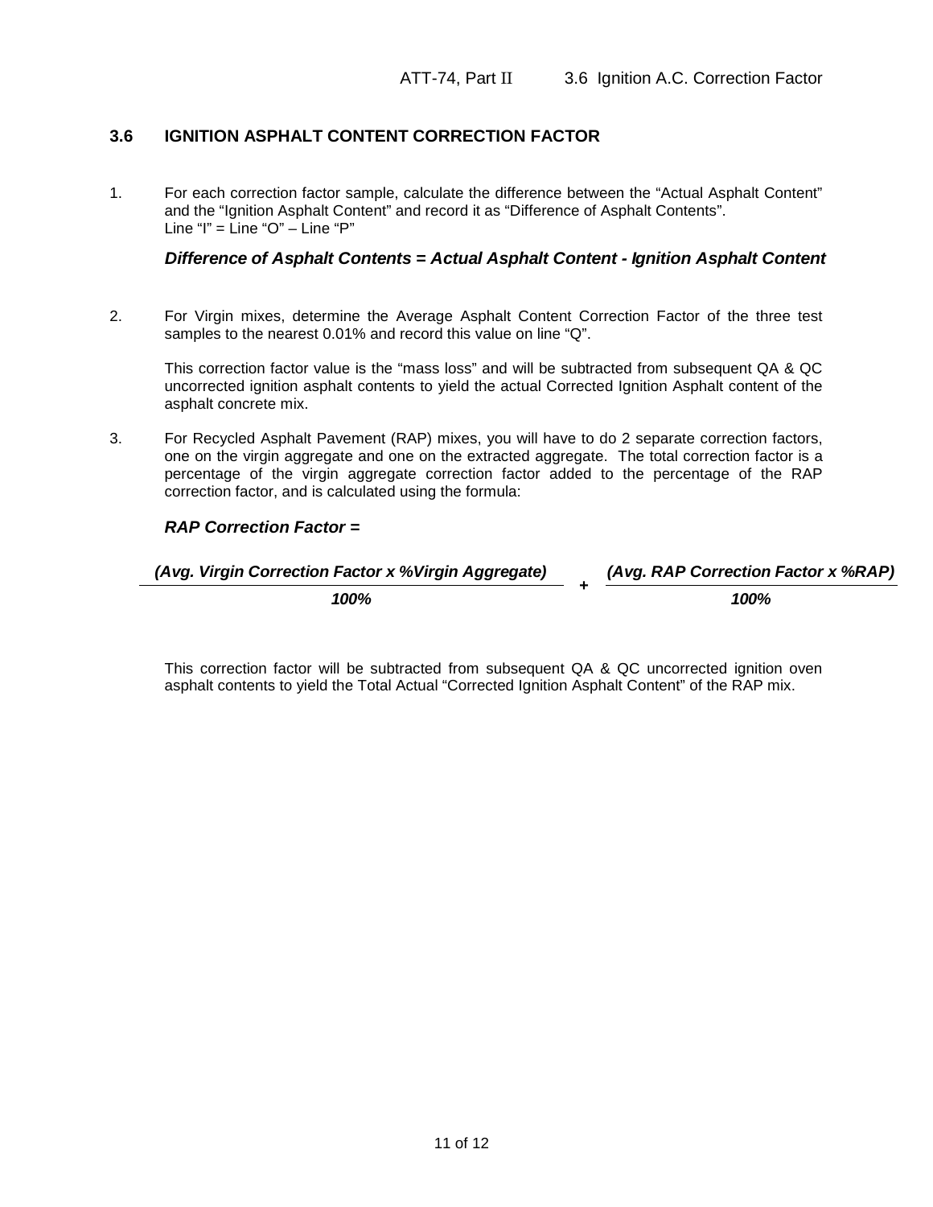## 3.6 IGNITION ASPHALT CONTENT CORRECTION FACTOR

1. For each correction factor sample, calculate the difference between the "Actual Asphalt Content" and the "Ignition Asphalt Content" and record it as "Difference of Asphalt Contents".
   Line "I" = Line "O" – Line "P"

   ***Difference of Asphalt Contents = Actual Asphalt Content - Ignition Asphalt Content***

2. For Virgin mixes, determine the Average Asphalt Content Correction Factor of the three test samples to the nearest 0.01% and record this value on line "Q".

   This correction factor value is the "mass loss" and will be subtracted from subsequent QA & QC uncorrected ignition asphalt contents to yield the actual Corrected Ignition Asphalt content of the asphalt concrete mix.

3. For Recycled Asphalt Pavement (RAP) mixes, you will have to do 2 separate correction factors, one on the virgin aggregate and one on the extracted aggregate. The total correction factor is a percentage of the virgin aggregate correction factor added to the percentage of the RAP correction factor, and is calculated using the formula:

   ***RAP Correction Factor =***

   $$\frac{\text{(Avg. Virgin Correction Factor x \%Virgin Aggregate)}}{100\%} + \frac{\text{(Avg. RAP Correction Factor x \%RAP)}}{100\%}$$

   This correction factor will be subtracted from subsequent QA & QC uncorrected ignition oven asphalt contents to yield the Total Actual "Corrected Ignition Asphalt Content" of the RAP mix.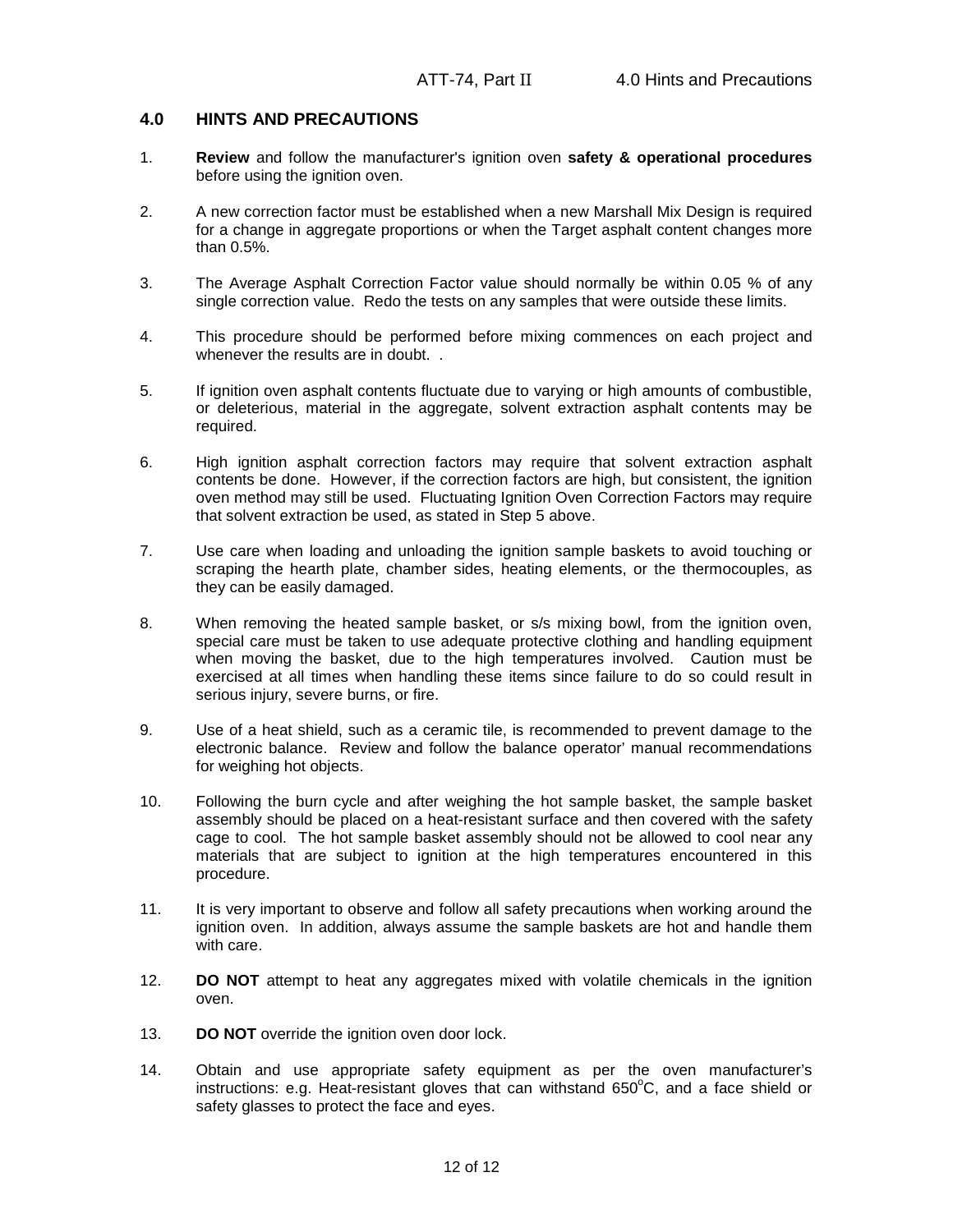## 4.0 HINTS AND PRECAUTIONS

1. **Review** and follow the manufacturer's ignition oven **safety & operational procedures** before using the ignition oven.

2. A new correction factor must be established when a new Marshall Mix Design is required for a change in aggregate proportions or when the Target asphalt content changes more than 0.5%.

3. The Average Asphalt Correction Factor value should normally be within 0.05 % of any single correction value. Redo the tests on any samples that were outside these limits.

4. This procedure should be performed before mixing commences on each project and whenever the results are in doubt. .

5. If ignition oven asphalt contents fluctuate due to varying or high amounts of combustible, or deleterious, material in the aggregate, solvent extraction asphalt contents may be required.

6. High ignition asphalt correction factors may require that solvent extraction asphalt contents be done. However, if the correction factors are high, but consistent, the ignition oven method may still be used. Fluctuating Ignition Oven Correction Factors may require that solvent extraction be used, as stated in Step 5 above.

7. Use care when loading and unloading the ignition sample baskets to avoid touching or scraping the hearth plate, chamber sides, heating elements, or the thermocouples, as they can be easily damaged.

8. When removing the heated sample basket, or s/s mixing bowl, from the ignition oven, special care must be taken to use adequate protective clothing and handling equipment when moving the basket, due to the high temperatures involved. Caution must be exercised at all times when handling these items since failure to do so could result in serious injury, severe burns, or fire.

9. Use of a heat shield, such as a ceramic tile, is recommended to prevent damage to the electronic balance. Review and follow the balance operator' manual recommendations for weighing hot objects.

10. Following the burn cycle and after weighing the hot sample basket, the sample basket assembly should be placed on a heat-resistant surface and then covered with the safety cage to cool. The hot sample basket assembly should not be allowed to cool near any materials that are subject to ignition at the high temperatures encountered in this procedure.

11. It is very important to observe and follow all safety precautions when working around the ignition oven. In addition, always assume the sample baskets are hot and handle them with care.

12. **DO NOT** attempt to heat any aggregates mixed with volatile chemicals in the ignition oven.

13. **DO NOT** override the ignition oven door lock.

14. Obtain and use appropriate safety equipment as per the oven manufacturer's instructions: e.g. Heat-resistant gloves that can withstand 650°C, and a face shield or safety glasses to protect the face and eyes.